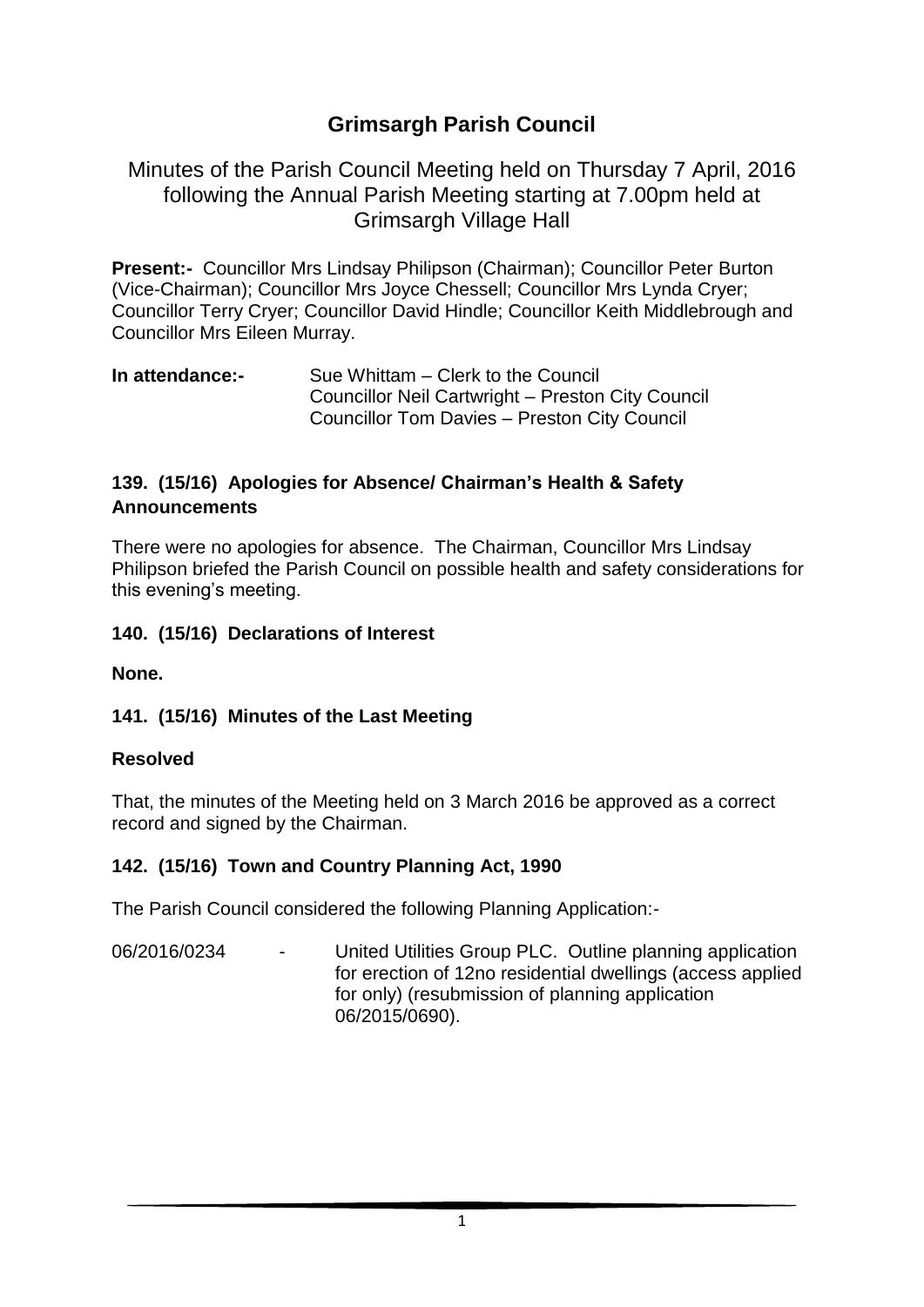# Grimsargh Parish Council

## Minutes of the Parish Council Meeting held on Thursday 7 April, 2016 following the Annual Parish Meeting starting at 7.00pm held at Grimsargh Village Hall

**Present:-** Councillor Mrs Lindsay Philipson (Chairman); Councillor Peter Burton (Vice-Chairman); Councillor Mrs Joyce Chessell; Councillor Mrs Lynda Cryer; Councillor Terry Cryer; Councillor David Hindle; Councillor Keith Middlebrough and Councillor Mrs Eileen Murray.

**In attendance:-** Sue Whittam – Clerk to the Council
Councillor Neil Cartwright – Preston City Council
Councillor Tom Davies – Preston City Council

### 139. (15/16) Apologies for Absence/ Chairman's Health & Safety Announcements

There were no apologies for absence. The Chairman, Councillor Mrs Lindsay Philipson briefed the Parish Council on possible health and safety considerations for this evening's meeting.

### 140. (15/16) Declarations of Interest

**None.**

### 141. (15/16) Minutes of the Last Meeting

**Resolved**

That, the minutes of the Meeting held on 3 March 2016 be approved as a correct record and signed by the Chairman.

### 142. (15/16) Town and Country Planning Act, 1990

The Parish Council considered the following Planning Application:-

06/2016/0234 - United Utilities Group PLC. Outline planning application for erection of 12no residential dwellings (access applied for only) (resubmission of planning application 06/2015/0690).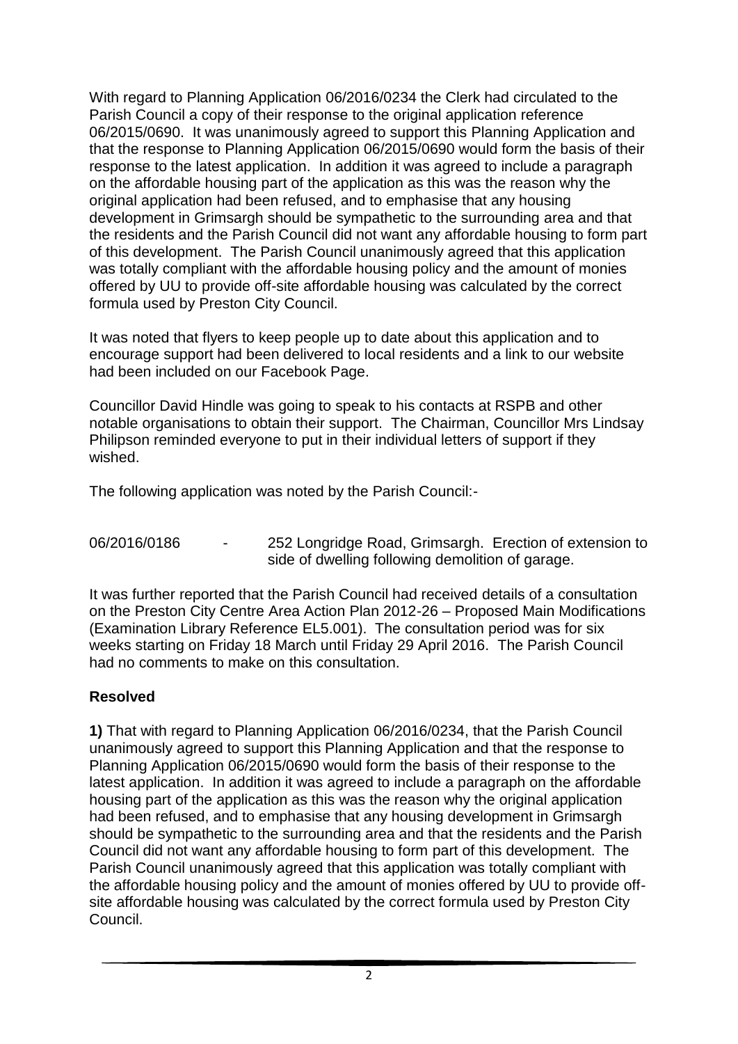With regard to Planning Application 06/2016/0234 the Clerk had circulated to the Parish Council a copy of their response to the original application reference 06/2015/0690. It was unanimously agreed to support this Planning Application and that the response to Planning Application 06/2015/0690 would form the basis of their response to the latest application. In addition it was agreed to include a paragraph on the affordable housing part of the application as this was the reason why the original application had been refused, and to emphasise that any housing development in Grimsargh should be sympathetic to the surrounding area and that the residents and the Parish Council did not want any affordable housing to form part of this development. The Parish Council unanimously agreed that this application was totally compliant with the affordable housing policy and the amount of monies offered by UU to provide off-site affordable housing was calculated by the correct formula used by Preston City Council.

It was noted that flyers to keep people up to date about this application and to encourage support had been delivered to local residents and a link to our website had been included on our Facebook Page.

Councillor David Hindle was going to speak to his contacts at RSPB and other notable organisations to obtain their support. The Chairman, Councillor Mrs Lindsay Philipson reminded everyone to put in their individual letters of support if they wished.

The following application was noted by the Parish Council:-

06/2016/0186 - 252 Longridge Road, Grimsargh. Erection of extension to side of dwelling following demolition of garage.

It was further reported that the Parish Council had received details of a consultation on the Preston City Centre Area Action Plan 2012-26 – Proposed Main Modifications (Examination Library Reference EL5.001). The consultation period was for six weeks starting on Friday 18 March until Friday 29 April 2016. The Parish Council had no comments to make on this consultation.

**Resolved**

**1)** That with regard to Planning Application 06/2016/0234, that the Parish Council unanimously agreed to support this Planning Application and that the response to Planning Application 06/2015/0690 would form the basis of their response to the latest application. In addition it was agreed to include a paragraph on the affordable housing part of the application as this was the reason why the original application had been refused, and to emphasise that any housing development in Grimsargh should be sympathetic to the surrounding area and that the residents and the Parish Council did not want any affordable housing to form part of this development. The Parish Council unanimously agreed that this application was totally compliant with the affordable housing policy and the amount of monies offered by UU to provide off-site affordable housing was calculated by the correct formula used by Preston City Council.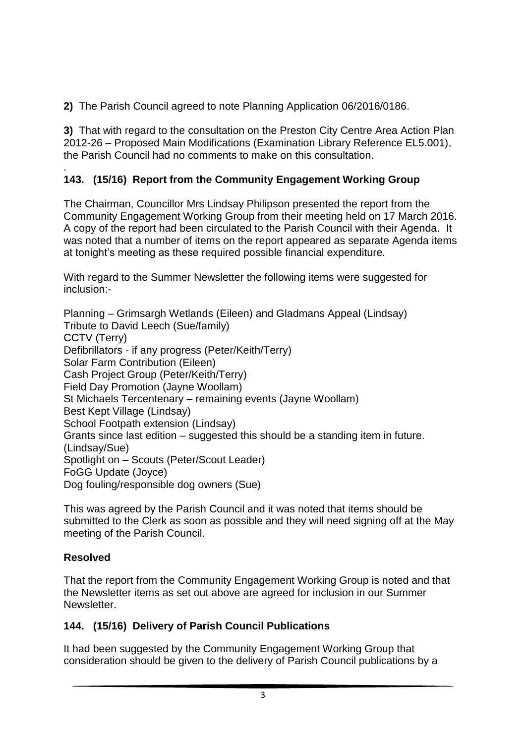**2)** The Parish Council agreed to note Planning Application 06/2016/0186.

**3)** That with regard to the consultation on the Preston City Centre Area Action Plan 2012-26 – Proposed Main Modifications (Examination Library Reference EL5.001), the Parish Council had no comments to make on this consultation.

.

## 143. (15/16) Report from the Community Engagement Working Group

The Chairman, Councillor Mrs Lindsay Philipson presented the report from the Community Engagement Working Group from their meeting held on 17 March 2016. A copy of the report had been circulated to the Parish Council with their Agenda. It was noted that a number of items on the report appeared as separate Agenda items at tonight's meeting as these required possible financial expenditure.

With regard to the Summer Newsletter the following items were suggested for inclusion:-

Planning – Grimsargh Wetlands (Eileen) and Gladmans Appeal (Lindsay)
Tribute to David Leech (Sue/family)
CCTV (Terry)
Defibrillators - if any progress (Peter/Keith/Terry)
Solar Farm Contribution (Eileen)
Cash Project Group (Peter/Keith/Terry)
Field Day Promotion (Jayne Woollam)
St Michaels Tercentenary – remaining events (Jayne Woollam)
Best Kept Village (Lindsay)
School Footpath extension (Lindsay)
Grants since last edition – suggested this should be a standing item in future. (Lindsay/Sue)
Spotlight on – Scouts (Peter/Scout Leader)
FoGG Update (Joyce)
Dog fouling/responsible dog owners (Sue)

This was agreed by the Parish Council and it was noted that items should be submitted to the Clerk as soon as possible and they will need signing off at the May meeting of the Parish Council.

**Resolved**

That the report from the Community Engagement Working Group is noted and that the Newsletter items as set out above are agreed for inclusion in our Summer Newsletter.

## 144. (15/16) Delivery of Parish Council Publications

It had been suggested by the Community Engagement Working Group that consideration should be given to the delivery of Parish Council publications by a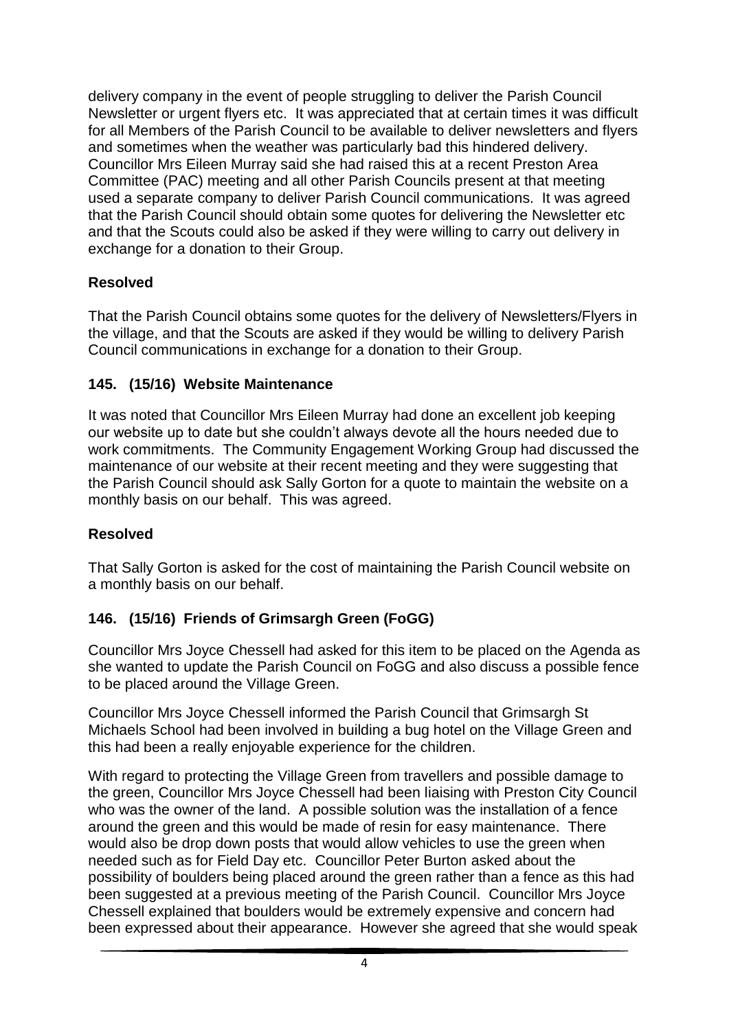delivery company in the event of people struggling to deliver the Parish Council Newsletter or urgent flyers etc. It was appreciated that at certain times it was difficult for all Members of the Parish Council to be available to deliver newsletters and flyers and sometimes when the weather was particularly bad this hindered delivery. Councillor Mrs Eileen Murray said she had raised this at a recent Preston Area Committee (PAC) meeting and all other Parish Councils present at that meeting used a separate company to deliver Parish Council communications. It was agreed that the Parish Council should obtain some quotes for delivering the Newsletter etc and that the Scouts could also be asked if they were willing to carry out delivery in exchange for a donation to their Group.

**Resolved**

That the Parish Council obtains some quotes for the delivery of Newsletters/Flyers in the village, and that the Scouts are asked if they would be willing to delivery Parish Council communications in exchange for a donation to their Group.

## 145. (15/16) Website Maintenance

It was noted that Councillor Mrs Eileen Murray had done an excellent job keeping our website up to date but she couldn't always devote all the hours needed due to work commitments. The Community Engagement Working Group had discussed the maintenance of our website at their recent meeting and they were suggesting that the Parish Council should ask Sally Gorton for a quote to maintain the website on a monthly basis on our behalf. This was agreed.

**Resolved**

That Sally Gorton is asked for the cost of maintaining the Parish Council website on a monthly basis on our behalf.

## 146. (15/16) Friends of Grimsargh Green (FoGG)

Councillor Mrs Joyce Chessell had asked for this item to be placed on the Agenda as she wanted to update the Parish Council on FoGG and also discuss a possible fence to be placed around the Village Green.

Councillor Mrs Joyce Chessell informed the Parish Council that Grimsargh St Michaels School had been involved in building a bug hotel on the Village Green and this had been a really enjoyable experience for the children.

With regard to protecting the Village Green from travellers and possible damage to the green, Councillor Mrs Joyce Chessell had been liaising with Preston City Council who was the owner of the land. A possible solution was the installation of a fence around the green and this would be made of resin for easy maintenance. There would also be drop down posts that would allow vehicles to use the green when needed such as for Field Day etc. Councillor Peter Burton asked about the possibility of boulders being placed around the green rather than a fence as this had been suggested at a previous meeting of the Parish Council. Councillor Mrs Joyce Chessell explained that boulders would be extremely expensive and concern had been expressed about their appearance. However she agreed that she would speak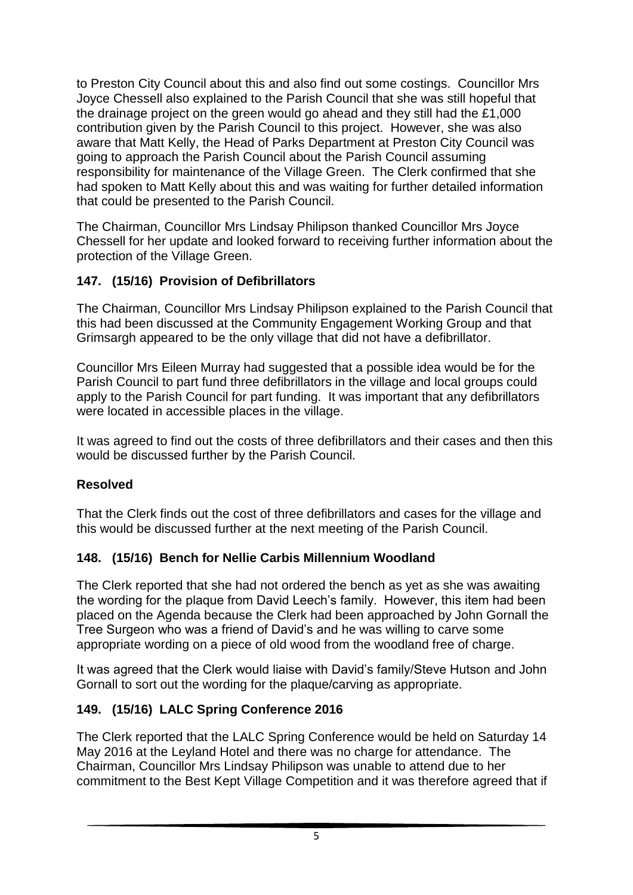to Preston City Council about this and also find out some costings. Councillor Mrs Joyce Chessell also explained to the Parish Council that she was still hopeful that the drainage project on the green would go ahead and they still had the £1,000 contribution given by the Parish Council to this project. However, she was also aware that Matt Kelly, the Head of Parks Department at Preston City Council was going to approach the Parish Council about the Parish Council assuming responsibility for maintenance of the Village Green. The Clerk confirmed that she had spoken to Matt Kelly about this and was waiting for further detailed information that could be presented to the Parish Council.

The Chairman, Councillor Mrs Lindsay Philipson thanked Councillor Mrs Joyce Chessell for her update and looked forward to receiving further information about the protection of the Village Green.

## 147. (15/16) Provision of Defibrillators

The Chairman, Councillor Mrs Lindsay Philipson explained to the Parish Council that this had been discussed at the Community Engagement Working Group and that Grimsargh appeared to be the only village that did not have a defibrillator.

Councillor Mrs Eileen Murray had suggested that a possible idea would be for the Parish Council to part fund three defibrillators in the village and local groups could apply to the Parish Council for part funding. It was important that any defibrillators were located in accessible places in the village.

It was agreed to find out the costs of three defibrillators and their cases and then this would be discussed further by the Parish Council.

**Resolved**

That the Clerk finds out the cost of three defibrillators and cases for the village and this would be discussed further at the next meeting of the Parish Council.

## 148. (15/16) Bench for Nellie Carbis Millennium Woodland

The Clerk reported that she had not ordered the bench as yet as she was awaiting the wording for the plaque from David Leech's family. However, this item had been placed on the Agenda because the Clerk had been approached by John Gornall the Tree Surgeon who was a friend of David's and he was willing to carve some appropriate wording on a piece of old wood from the woodland free of charge.

It was agreed that the Clerk would liaise with David's family/Steve Hutson and John Gornall to sort out the wording for the plaque/carving as appropriate.

## 149. (15/16) LALC Spring Conference 2016

The Clerk reported that the LALC Spring Conference would be held on Saturday 14 May 2016 at the Leyland Hotel and there was no charge for attendance. The Chairman, Councillor Mrs Lindsay Philipson was unable to attend due to her commitment to the Best Kept Village Competition and it was therefore agreed that if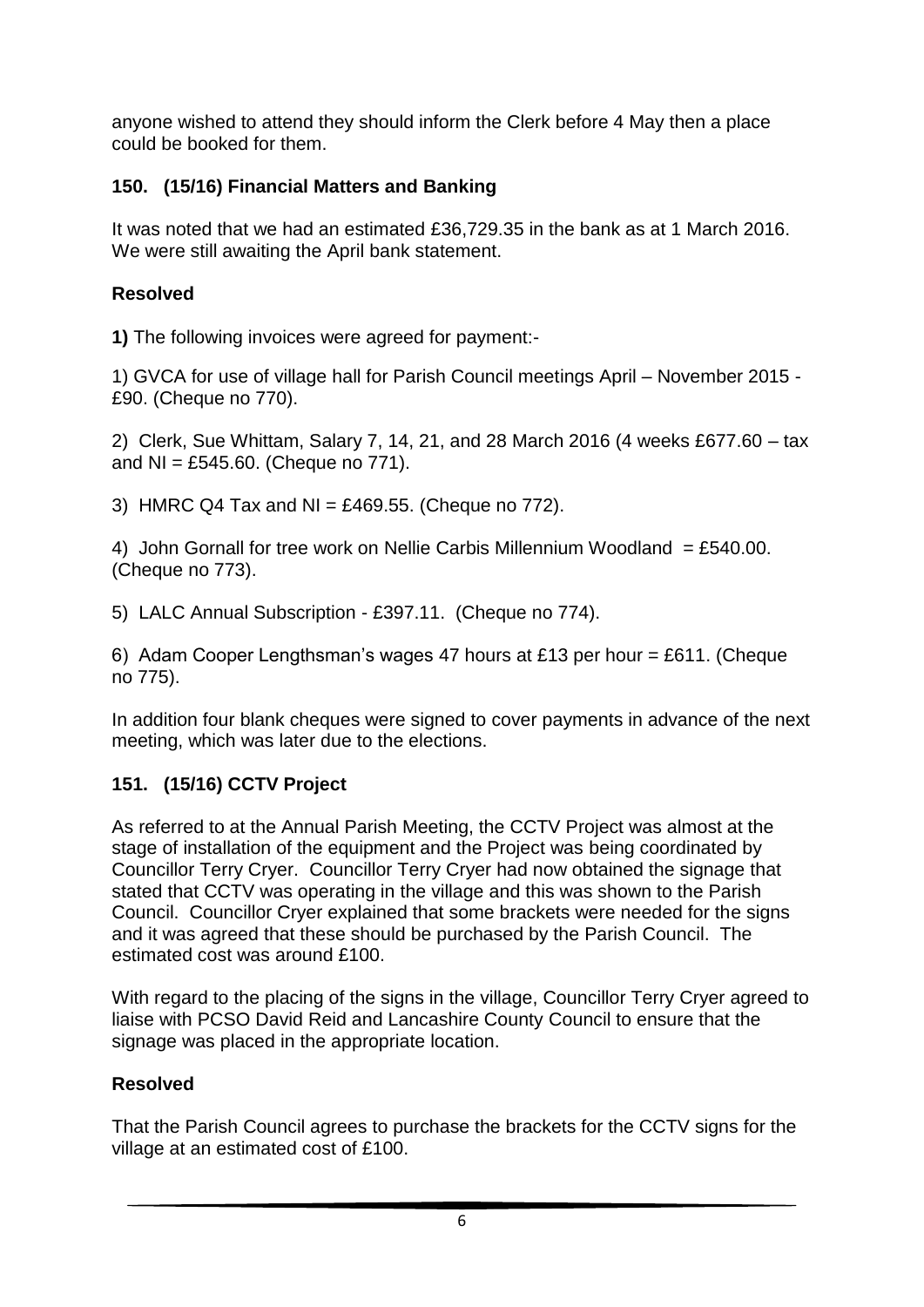anyone wished to attend they should inform the Clerk before 4 May then a place could be booked for them.

### 150. (15/16) Financial Matters and Banking

It was noted that we had an estimated £36,729.35 in the bank as at 1 March 2016. We were still awaiting the April bank statement.

**Resolved**

**1)** The following invoices were agreed for payment:-

1) GVCA for use of village hall for Parish Council meetings April – November 2015 - £90. (Cheque no 770).

2) Clerk, Sue Whittam, Salary 7, 14, 21, and 28 March 2016 (4 weeks £677.60 – tax and NI = £545.60. (Cheque no 771).

3) HMRC Q4 Tax and NI = £469.55. (Cheque no 772).

4) John Gornall for tree work on Nellie Carbis Millennium Woodland = £540.00. (Cheque no 773).

5) LALC Annual Subscription - £397.11. (Cheque no 774).

6) Adam Cooper Lengthsman's wages 47 hours at £13 per hour = £611. (Cheque no 775).

In addition four blank cheques were signed to cover payments in advance of the next meeting, which was later due to the elections.

### 151. (15/16) CCTV Project

As referred to at the Annual Parish Meeting, the CCTV Project was almost at the stage of installation of the equipment and the Project was being coordinated by Councillor Terry Cryer. Councillor Terry Cryer had now obtained the signage that stated that CCTV was operating in the village and this was shown to the Parish Council. Councillor Cryer explained that some brackets were needed for the signs and it was agreed that these should be purchased by the Parish Council. The estimated cost was around £100.

With regard to the placing of the signs in the village, Councillor Terry Cryer agreed to liaise with PCSO David Reid and Lancashire County Council to ensure that the signage was placed in the appropriate location.

**Resolved**

That the Parish Council agrees to purchase the brackets for the CCTV signs for the village at an estimated cost of £100.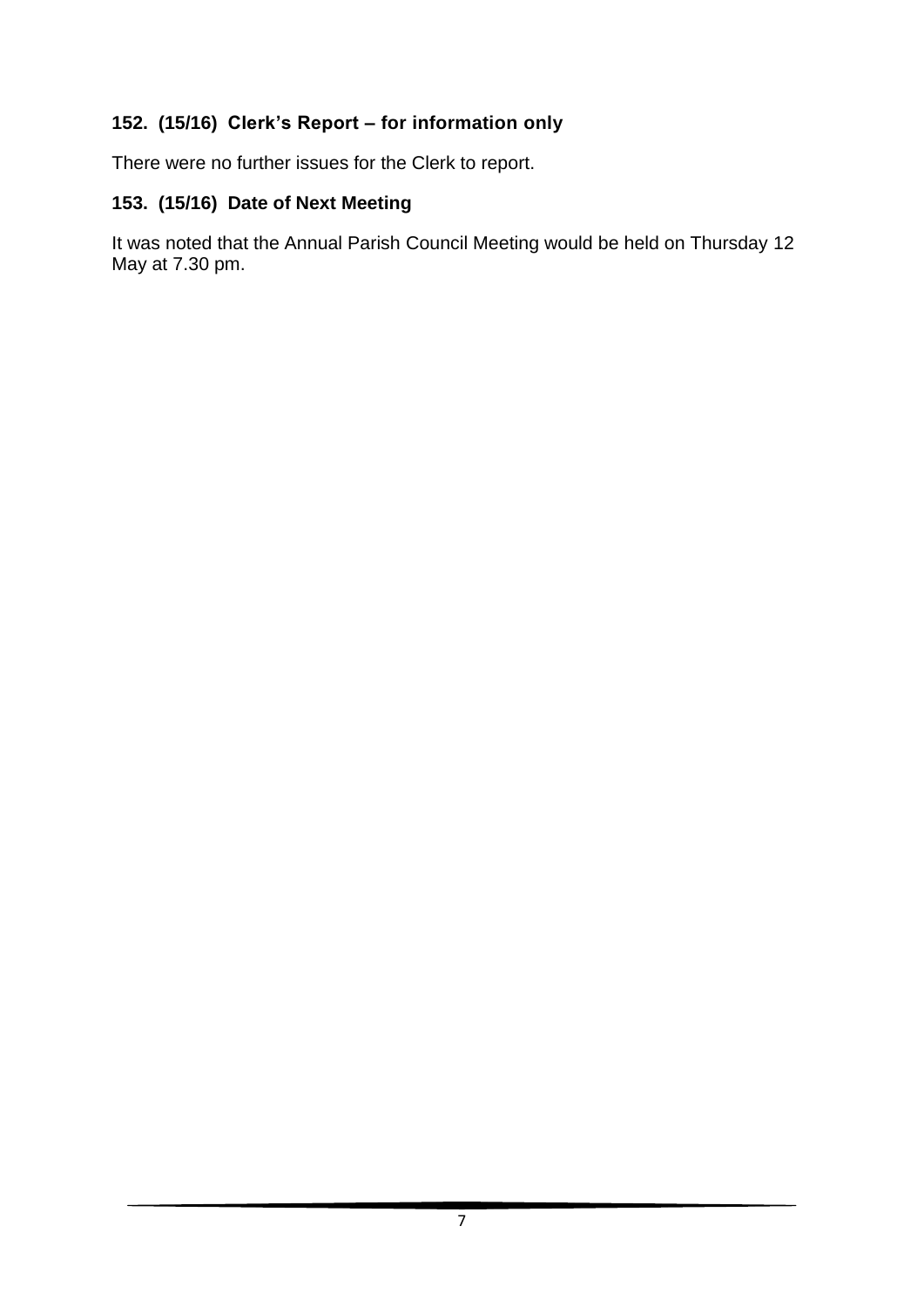### 152. (15/16) Clerk's Report – for information only

There were no further issues for the Clerk to report.

### 153. (15/16) Date of Next Meeting

It was noted that the Annual Parish Council Meeting would be held on Thursday 12 May at 7.30 pm.